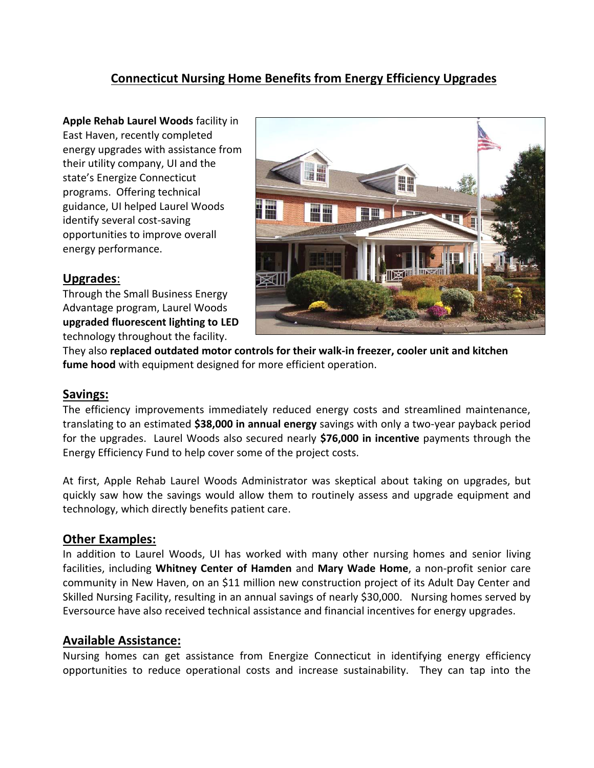# Connecticut Nursing Home Benefits from Energy Efficiency Upgrades

**Apple Rehab Laurel Woods** facility in East Haven, recently completed energy upgrades with assistance from their utility company, UI and the state's Energize Connecticut programs. Offering technical guidance, UI helped Laurel Woods identify several cost-saving opportunities to improve overall energy performance.

## Upgrades:

Through the Small Business Energy Advantage program, Laurel Woods **upgraded fluorescent lighting to LED** technology throughout the facility. They also **replaced outdated motor controls for their walk-in freezer, cooler unit and kitchen fume hood** with equipment designed for more efficient operation.

## Savings:

The efficiency improvements immediately reduced energy costs and streamlined maintenance, translating to an estimated **$38,000 in annual energy** savings with only a two-year payback period for the upgrades. Laurel Woods also secured nearly **$76,000 in incentive** payments through the Energy Efficiency Fund to help cover some of the project costs.

At first, Apple Rehab Laurel Woods Administrator was skeptical about taking on upgrades, but quickly saw how the savings would allow them to routinely assess and upgrade equipment and technology, which directly benefits patient care.

## Other Examples:

In addition to Laurel Woods, UI has worked with many other nursing homes and senior living facilities, including **Whitney Center of Hamden** and **Mary Wade Home**, a non-profit senior care community in New Haven, on an $11 million new construction project of its Adult Day Center and Skilled Nursing Facility, resulting in an annual savings of nearly $30,000. Nursing homes served by Eversource have also received technical assistance and financial incentives for energy upgrades.

## Available Assistance:

Nursing homes can get assistance from Energize Connecticut in identifying energy efficiency opportunities to reduce operational costs and increase sustainability. They can tap into the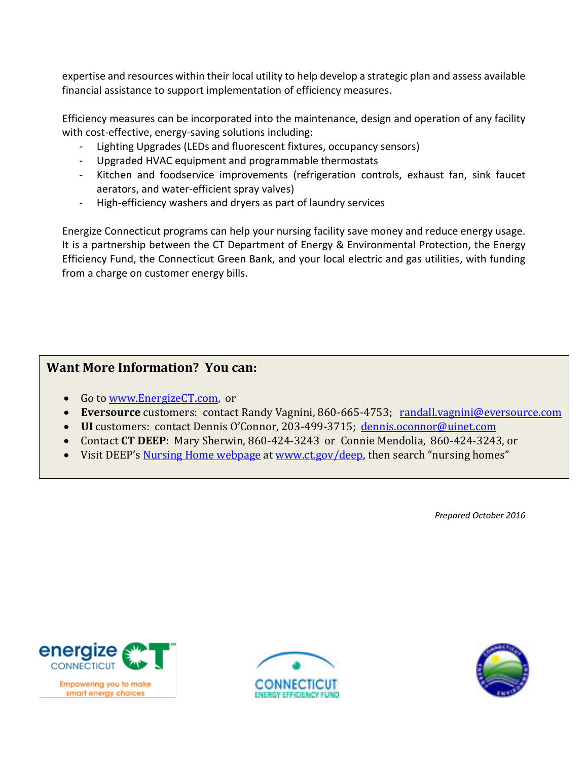expertise and resources within their local utility to help develop a strategic plan and assess available financial assistance to support implementation of efficiency measures.

Efficiency measures can be incorporated into the maintenance, design and operation of any facility with cost-effective, energy-saving solutions including:

- Lighting Upgrades (LEDs and fluorescent fixtures, occupancy sensors)
- Upgraded HVAC equipment and programmable thermostats
- Kitchen and foodservice improvements (refrigeration controls, exhaust fan, sink faucet aerators, and water-efficient spray valves)
- High-efficiency washers and dryers as part of laundry services

Energize Connecticut programs can help your nursing facility save money and reduce energy usage. It is a partnership between the CT Department of Energy & Environmental Protection, the Energy Efficiency Fund, the Connecticut Green Bank, and your local electric and gas utilities, with funding from a charge on customer energy bills.

## Want More Information? You can:

- Go to [www.EnergizeCT.com](www.EnergizeCT.com), or
- **Eversource** customers: contact Randy Vagnini, 860-665-4753; [randall.vagnini@eversource.com](mailto:randall.vagnini@eversource.com)
- **UI** customers: contact Dennis O'Connor, 203-499-3715; [dennis.oconnor@uinet.com](mailto:dennis.oconnor@uinet.com)
- Contact **CT DEEP**: Mary Sherwin, 860-424-3243 or Connie Mendolia, 860-424-3243, or
- Visit DEEP's [Nursing Home webpage](www.ct.gov/deep) at [www.ct.gov/deep](www.ct.gov/deep), then search "nursing homes"

*Prepared October 2016*